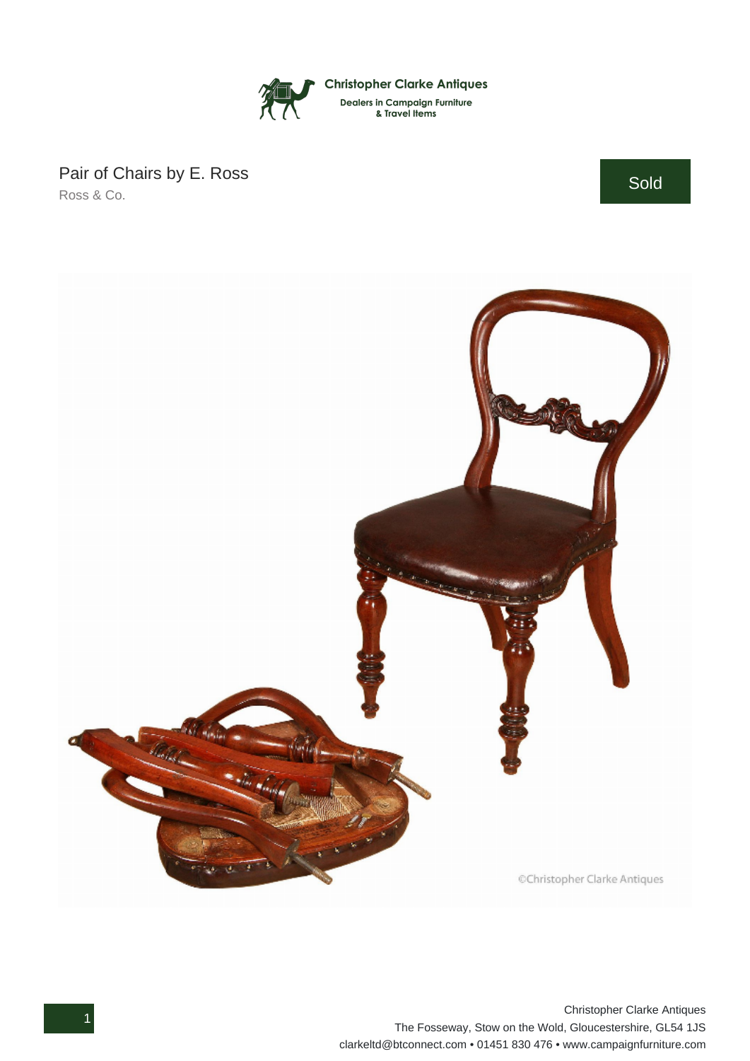Christopher Clarke Antiques
Dealers in Campaign Furniture & Travel Items

# Pair of Chairs by E. Ross

Ross & Co.

Sold

©Christopher Clarke Antiques

Christopher Clarke Antiques
The Fosseway, Stow on the Wold, Gloucestershire, GL54 1JS
clarkeltd@btconnect.com • 01451 830 476 • www.campaignfurniture.com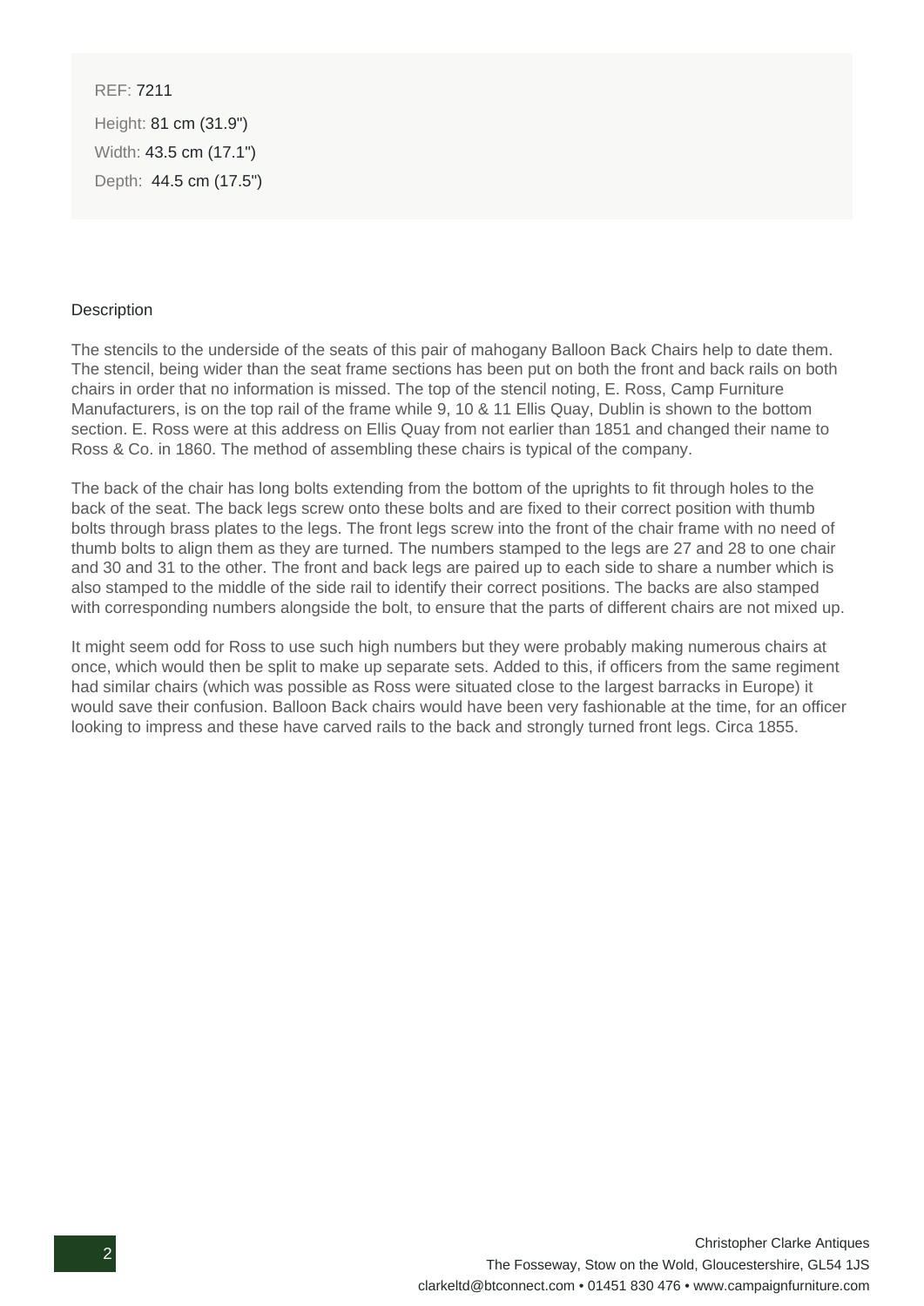REF: 7211

Height: 81 cm (31.9")

Width: 43.5 cm (17.1")

Depth: 44.5 cm (17.5")

## Description

The stencils to the underside of the seats of this pair of mahogany Balloon Back Chairs help to date them. The stencil, being wider than the seat frame sections has been put on both the front and back rails on both chairs in order that no information is missed. The top of the stencil noting, E. Ross, Camp Furniture Manufacturers, is on the top rail of the frame while 9, 10 & 11 Ellis Quay, Dublin is shown to the bottom section. E. Ross were at this address on Ellis Quay from not earlier than 1851 and changed their name to Ross & Co. in 1860. The method of assembling these chairs is typical of the company.

The back of the chair has long bolts extending from the bottom of the uprights to fit through holes to the back of the seat. The back legs screw onto these bolts and are fixed to their correct position with thumb bolts through brass plates to the legs. The front legs screw into the front of the chair frame with no need of thumb bolts to align them as they are turned. The numbers stamped to the legs are 27 and 28 to one chair and 30 and 31 to the other. The front and back legs are paired up to each side to share a number which is also stamped to the middle of the side rail to identify their correct positions. The backs are also stamped with corresponding numbers alongside the bolt, to ensure that the parts of different chairs are not mixed up.

It might seem odd for Ross to use such high numbers but they were probably making numerous chairs at once, which would then be split to make up separate sets. Added to this, if officers from the same regiment had similar chairs (which was possible as Ross were situated close to the largest barracks in Europe) it would save their confusion. Balloon Back chairs would have been very fashionable at the time, for an officer looking to impress and these have carved rails to the back and strongly turned front legs. Circa 1855.